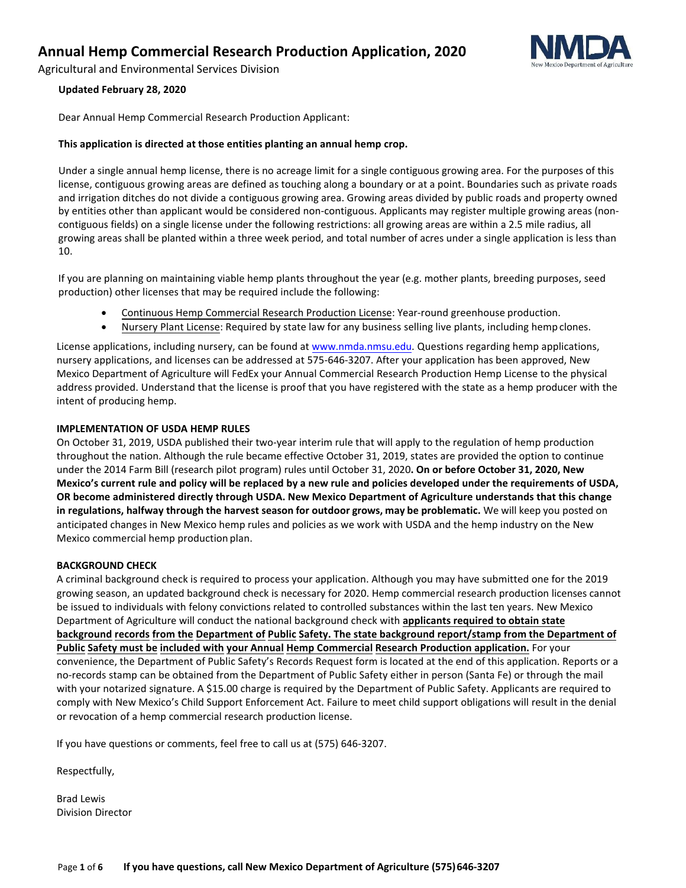# Annual Hemp Commercial Research Production Application, 2020

Agricultural and Environmental Services Division

**Updated February 28, 2020**

Dear Annual Hemp Commercial Research Production Applicant:

**This application is directed at those entities planting an annual hemp crop.**

Under a single annual hemp license, there is no acreage limit for a single contiguous growing area. For the purposes of this license, contiguous growing areas are defined as touching along a boundary or at a point. Boundaries such as private roads and irrigation ditches do not divide a contiguous growing area. Growing areas divided by public roads and property owned by entities other than applicant would be considered non-contiguous. Applicants may register multiple growing areas (non-contiguous fields) on a single license under the following restrictions: all growing areas are within a 2.5 mile radius, all growing areas shall be planted within a three week period, and total number of acres under a single application is less than 10.

If you are planning on maintaining viable hemp plants throughout the year (e.g. mother plants, breeding purposes, seed production) other licenses that may be required include the following:

- Continuous Hemp Commercial Research Production License: Year-round greenhouse production.
- Nursery Plant License: Required by state law for any business selling live plants, including hemp clones.

License applications, including nursery, can be found at www.nmda.nmsu.edu. Questions regarding hemp applications, nursery applications, and licenses can be addressed at 575-646-3207. After your application has been approved, New Mexico Department of Agriculture will FedEx your Annual Commercial Research Production Hemp License to the physical address provided. Understand that the license is proof that you have registered with the state as a hemp producer with the intent of producing hemp.

**IMPLEMENTATION OF USDA HEMP RULES**

On October 31, 2019, USDA published their two-year interim rule that will apply to the regulation of hemp production throughout the nation. Although the rule became effective October 31, 2019, states are provided the option to continue under the 2014 Farm Bill (research pilot program) rules until October 31, 2020**. On or before October 31, 2020, New Mexico's current rule and policy will be replaced by a new rule and policies developed under the requirements of USDA, OR become administered directly through USDA. New Mexico Department of Agriculture understands that this change in regulations, halfway through the harvest season for outdoor grows, may be problematic.** We will keep you posted on anticipated changes in New Mexico hemp rules and policies as we work with USDA and the hemp industry on the New Mexico commercial hemp production plan.

**BACKGROUND CHECK**

A criminal background check is required to process your application. Although you may have submitted one for the 2019 growing season, an updated background check is necessary for 2020. Hemp commercial research production licenses cannot be issued to individuals with felony convictions related to controlled substances within the last ten years. New Mexico Department of Agriculture will conduct the national background check with **applicants required to obtain state background records from the Department of Public Safety. The state background report/stamp from the Department of Public Safety must be included with your Annual Hemp Commercial Research Production application.** For your convenience, the Department of Public Safety's Records Request form is located at the end of this application. Reports or a no-records stamp can be obtained from the Department of Public Safety either in person (Santa Fe) or through the mail with your notarized signature. A $15.00 charge is required by the Department of Public Safety. Applicants are required to comply with New Mexico's Child Support Enforcement Act. Failure to meet child support obligations will result in the denial or revocation of a hemp commercial research production license.

If you have questions or comments, feel free to call us at (575) 646-3207.

Respectfully,

Brad Lewis
Division Director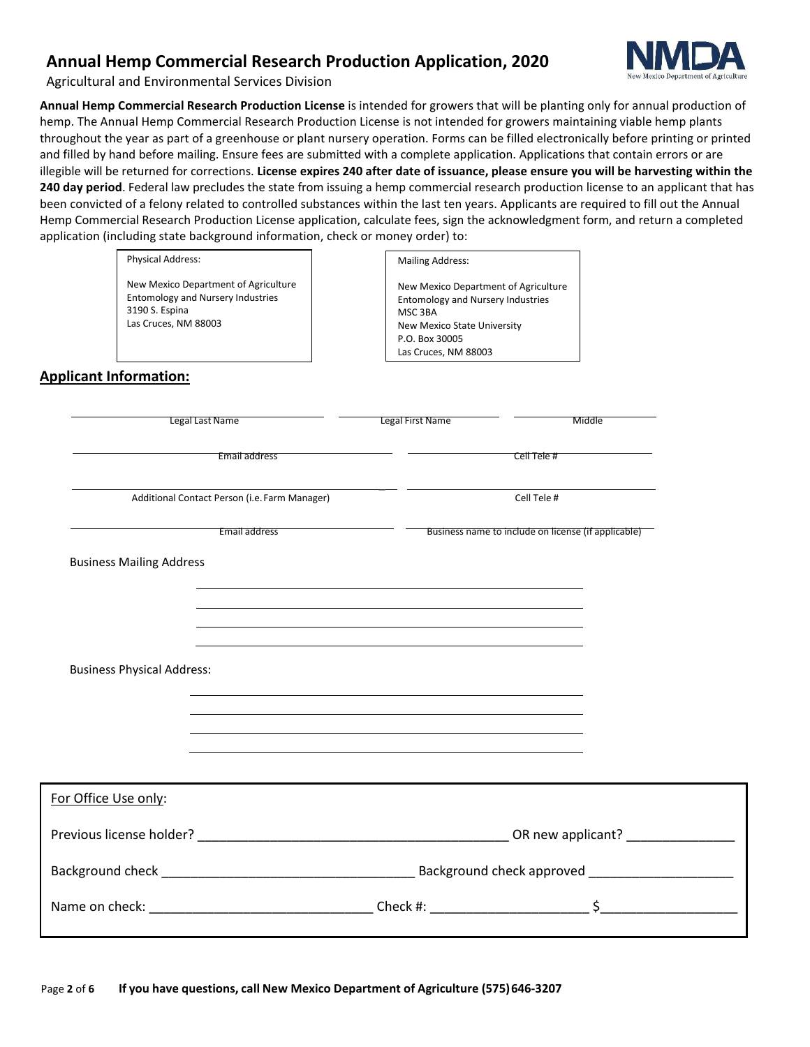# Annual Hemp Commercial Research Production Application, 2020

Agricultural and Environmental Services Division

**Annual Hemp Commercial Research Production License** is intended for growers that will be planting only for annual production of hemp. The Annual Hemp Commercial Research Production License is not intended for growers maintaining viable hemp plants throughout the year as part of a greenhouse or plant nursery operation. Forms can be filled electronically before printing or printed and filled by hand before mailing. Ensure fees are submitted with a complete application. Applications that contain errors or are illegible will be returned for corrections. **License expires 240 after date of issuance, please ensure you will be harvesting within the 240 day period**. Federal law precludes the state from issuing a hemp commercial research production license to an applicant that has been convicted of a felony related to controlled substances within the last ten years. Applicants are required to fill out the Annual Hemp Commercial Research Production License application, calculate fees, sign the acknowledgment form, and return a completed application (including state background information, check or money order) to:

| Physical Address: | Mailing Address: |
|---|---|
| New Mexico Department of Agriculture<br>Entomology and Nursery Industries<br>3190 S. Espina<br>Las Cruces, NM 88003 | New Mexico Department of Agriculture<br>Entomology and Nursery Industries<br>MSC 3BA<br>New Mexico State University<br>P.O. Box 30005<br>Las Cruces, NM 88003 |

## Applicant Information:

______________________ Legal Last Name ______________________ Legal First Name ______________________ Middle

______________________ Email address ______________________ Cell Tele #

______________________ Additional Contact Person (i.e. Farm Manager) ______________________ Cell Tele #

______________________ Email address ______________________ Business name to include on license (if applicable)

Business Mailing Address

______________________________________________

______________________________________________

______________________________________________

______________________________________________

Business Physical Address:

______________________________________________

______________________________________________

______________________________________________

______________________________________________

---

For Office Use only:

Previous license holder? ________________________ OR new applicant? ______________

Background check ________________________ Background check approved ______________

Name on check: ________________________ Check #: ______________ $______________

---

**If you have questions, call New Mexico Department of Agriculture (575) 646-3207**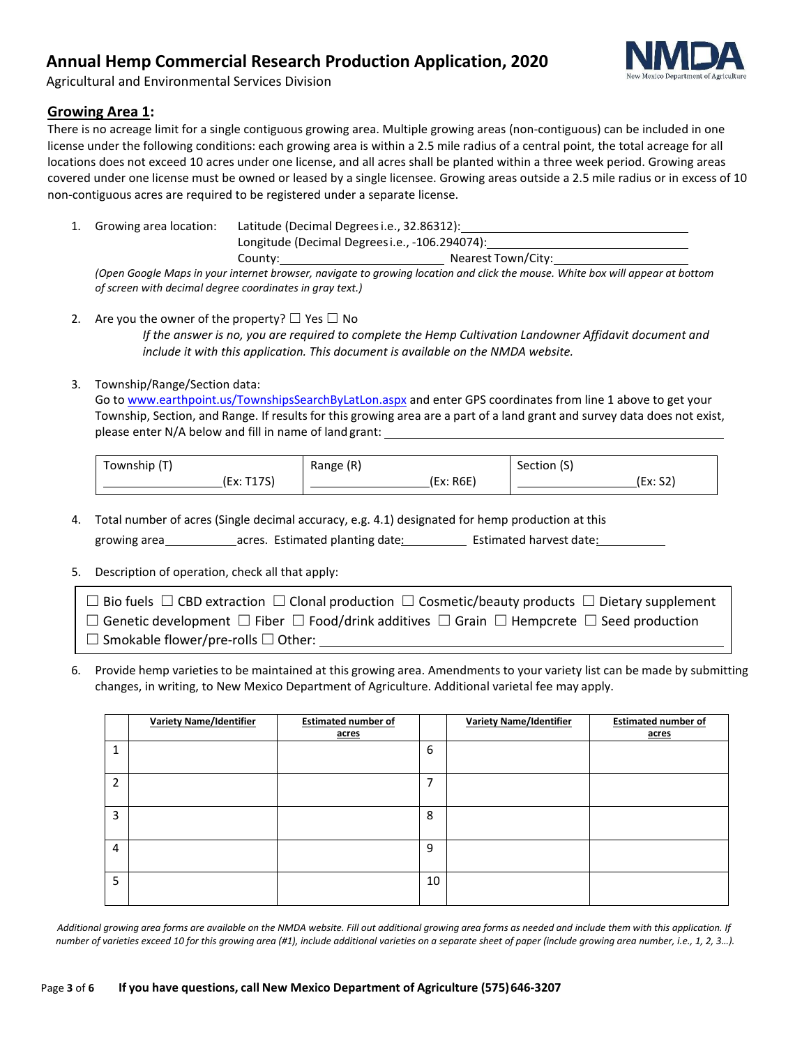# Annual Hemp Commercial Research Production Application, 2020

Agricultural and Environmental Services Division

## Growing Area 1:

There is no acreage limit for a single contiguous growing area. Multiple growing areas (non-contiguous) can be included in one license under the following conditions: each growing area is within a 2.5 mile radius of a central point, the total acreage for all locations does not exceed 10 acres under one license, and all acres shall be planted within a three week period. Growing areas covered under one license must be owned or leased by a single licensee. Growing areas outside a 2.5 mile radius or in excess of 10 non-contiguous acres are required to be registered under a separate license.

1. Growing area location: Latitude (Decimal Degrees i.e., 32.86312): ____________________
   Longitude (Decimal Degrees i.e., -106.294074): ____________________
   County: ____________________ Nearest Town/City: ____________________
   *(Open Google Maps in your internet browser, navigate to growing location and click the mouse. White box will appear at bottom of screen with decimal degree coordinates in gray text.)*

2. Are you the owner of the property? ☐ Yes ☐ No
   *If the answer is no, you are required to complete the Hemp Cultivation Landowner Affidavit document and include it with this application. This document is available on the NMDA website.*

3. Township/Range/Section data:
   Go to www.earthpoint.us/TownshipsSearchByLatLon.aspx and enter GPS coordinates from line 1 above to get your Township, Section, and Range. If results for this growing area are a part of a land grant and survey data does not exist, please enter N/A below and fill in name of land grant: ____________________

| Township (T) | Range (R) | Section (S) |
|---|---|---|
| ____________(Ex: T17S) | ____________(Ex: R6E) | ____________(Ex: S2) |

4. Total number of acres (Single decimal accuracy, e.g. 4.1) designated for hemp production at this growing area ________ acres. Estimated planting date: ________ Estimated harvest date: ________

5. Description of operation, check all that apply:

☐ Bio fuels ☐ CBD extraction ☐ Clonal production ☐ Cosmetic/beauty products ☐ Dietary supplement
☐ Genetic development ☐ Fiber ☐ Food/drink additives ☐ Grain ☐ Hempcrete ☐ Seed production
☐ Smokable flower/pre-rolls ☐ Other: ____________________

6. Provide hemp varieties to be maintained at this growing area. Amendments to your variety list can be made by submitting changes, in writing, to New Mexico Department of Agriculture. Additional varietal fee may apply.

| | Variety Name/Identifier | Estimated number of acres | | Variety Name/Identifier | Estimated number of acres |
|---|---|---|---|---|---|
| 1 | | | 6 | | |
| 2 | | | 7 | | |
| 3 | | | 8 | | |
| 4 | | | 9 | | |
| 5 | | | 10 | | |

*Additional growing area forms are available on the NMDA website. Fill out additional growing area forms as needed and include them with this application. If number of varieties exceed 10 for this growing area (#1), include additional varieties on a separate sheet of paper (include growing area number, i.e., 1, 2, 3…).*

**If you have questions, call New Mexico Department of Agriculture (575) 646-3207**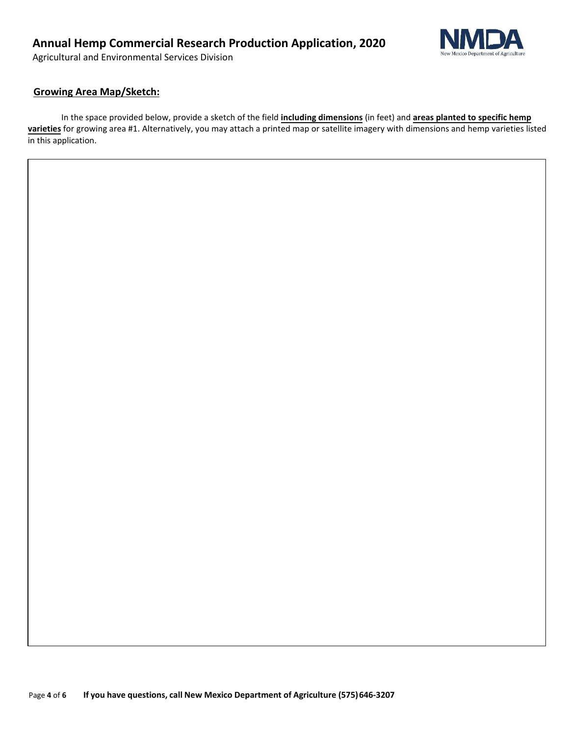# Annual Hemp Commercial Research Production Application, 2020

Agricultural and Environmental Services Division

## Growing Area Map/Sketch:

In the space provided below, provide a sketch of the field **including dimensions** (in feet) and **areas planted to specific hemp varieties** for growing area #1. Alternatively, you may attach a printed map or satellite imagery with dimensions and hemp varieties listed in this application.

**If you have questions, call New Mexico Department of Agriculture (575) 646-3207**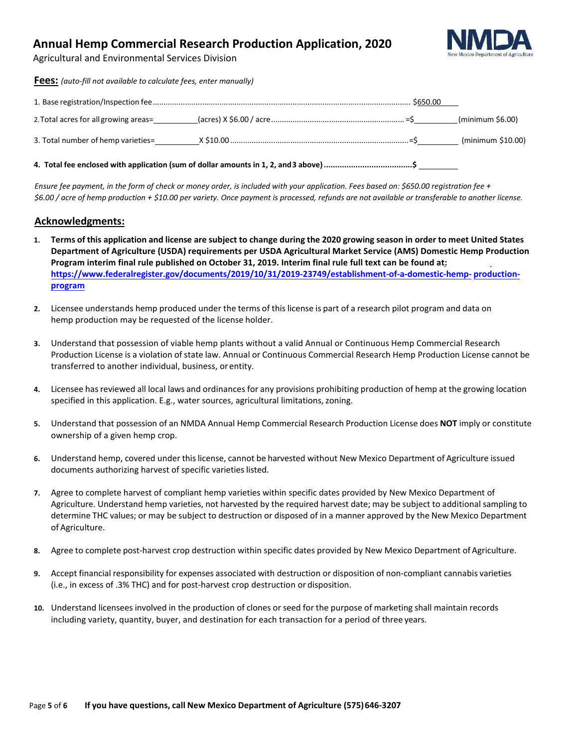# Annual Hemp Commercial Research Production Application, 2020

Agricultural and Environmental Services Division

**Fees:** *(auto-fill not available to calculate fees, enter manually)*

1. Base registration/Inspection fee........................................................................................................................ $650.00

2. Total acres for all growing areas=__________(acres) X $6.00 / acre.............................................................. =$__________(minimum $6.00)

3. Total number of hemp varieties=__________X $10.00 ..................................................................................=$__________ (minimum $10.00)

**4. Total fee enclosed with application (sum of dollar amounts in 1, 2, and 3 above).......................................$__________**

*Ensure fee payment, in the form of check or money order, is included with your application. Fees based on: $650.00 registration fee + $6.00 / acre of hemp production + $10.00 per variety. Once payment is processed, refunds are not available or transferable to another license.*

## Acknowledgments:

1. **Terms of this application and license are subject to change during the 2020 growing season in order to meet United States Department of Agriculture (USDA) requirements per USDA Agricultural Market Service (AMS) Domestic Hemp Production Program interim final rule published on October 31, 2019. Interim final rule full text can be found at: https://www.federalregister.gov/documents/2019/10/31/2019-23749/establishment-of-a-domestic-hemp-production-program**

2. Licensee understands hemp produced under the terms of this license is part of a research pilot program and data on hemp production may be requested of the license holder.

3. Understand that possession of viable hemp plants without a valid Annual or Continuous Hemp Commercial Research Production License is a violation of state law. Annual or Continuous Commercial Research Hemp Production License cannot be transferred to another individual, business, or entity.

4. Licensee has reviewed all local laws and ordinances for any provisions prohibiting production of hemp at the growing location specified in this application. E.g., water sources, agricultural limitations, zoning.

5. Understand that possession of an NMDA Annual Hemp Commercial Research Production License does **NOT** imply or constitute ownership of a given hemp crop.

6. Understand hemp, covered under this license, cannot be harvested without New Mexico Department of Agriculture issued documents authorizing harvest of specific varieties listed.

7. Agree to complete harvest of compliant hemp varieties within specific dates provided by New Mexico Department of Agriculture. Understand hemp varieties, not harvested by the required harvest date; may be subject to additional sampling to determine THC values; or may be subject to destruction or disposed of in a manner approved by the New Mexico Department of Agriculture.

8. Agree to complete post-harvest crop destruction within specific dates provided by New Mexico Department of Agriculture.

9. Accept financial responsibility for expenses associated with destruction or disposition of non-compliant cannabis varieties (i.e., in excess of .3% THC) and for post-harvest crop destruction or disposition.

10. Understand licensees involved in the production of clones or seed for the purpose of marketing shall maintain records including variety, quantity, buyer, and destination for each transaction for a period of three years.

**If you have questions, call New Mexico Department of Agriculture (575) 646-3207**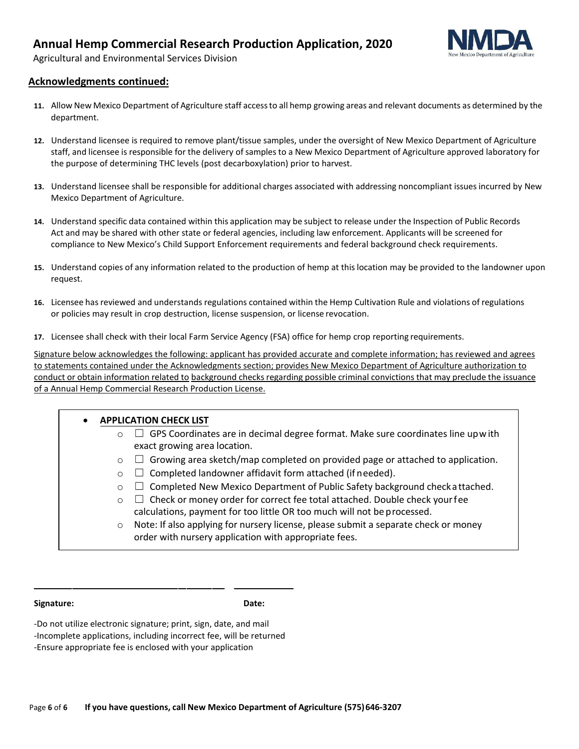## Acknowledgments continued:

11. Allow New Mexico Department of Agriculture staff access to all hemp growing areas and relevant documents as determined by the department.

12. Understand licensee is required to remove plant/tissue samples, under the oversight of New Mexico Department of Agriculture staff, and licensee is responsible for the delivery of samples to a New Mexico Department of Agriculture approved laboratory for the purpose of determining THC levels (post decarboxylation) prior to harvest.

13. Understand licensee shall be responsible for additional charges associated with addressing noncompliant issues incurred by New Mexico Department of Agriculture.

14. Understand specific data contained within this application may be subject to release under the Inspection of Public Records Act and may be shared with other state or federal agencies, including law enforcement. Applicants will be screened for compliance to New Mexico's Child Support Enforcement requirements and federal background check requirements.

15. Understand copies of any information related to the production of hemp at this location may be provided to the landowner upon request.

16. Licensee has reviewed and understands regulations contained within the Hemp Cultivation Rule and violations of regulations or policies may result in crop destruction, license suspension, or license revocation.

17. Licensee shall check with their local Farm Service Agency (FSA) office for hemp crop reporting requirements.

Signature below acknowledges the following: applicant has provided accurate and complete information; has reviewed and agrees to statements contained under the Acknowledgments section; provides New Mexico Department of Agriculture authorization to conduct or obtain information related to background checks regarding possible criminal convictions that may preclude the issuance of a Annual Hemp Commercial Research Production License.

- **APPLICATION CHECK LIST**
  - ☐ GPS Coordinates are in decimal degree format. Make sure coordinates line up with exact growing area location.
  - ☐ Growing area sketch/map completed on provided page or attached to application.
  - ☐ Completed landowner affidavit form attached (if needed).
  - ☐ Completed New Mexico Department of Public Safety background check attached.
  - ☐ Check or money order for correct fee total attached. Double check your fee calculations, payment for too little OR too much will not be processed.
  - Note: If also applying for nursery license, please submit a separate check or money order with nursery application with appropriate fees.

**Signature:** ______________________________ **Date:** ____________

-Do not utilize electronic signature; print, sign, date, and mail
-Incomplete applications, including incorrect fee, will be returned
-Ensure appropriate fee is enclosed with your application

**If you have questions, call New Mexico Department of Agriculture (575) 646-3207**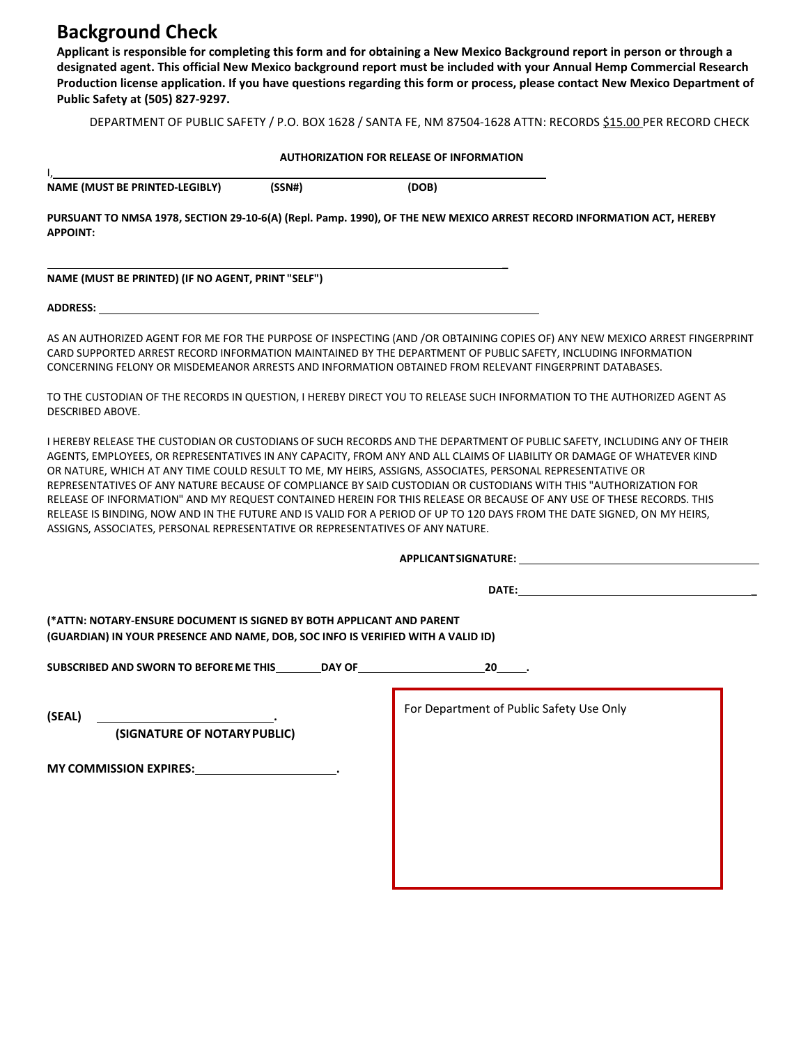# Background Check

**Applicant is responsible for completing this form and for obtaining a New Mexico Background report in person or through a designated agent. This official New Mexico background report must be included with your Annual Hemp Commercial Research Production license application. If you have questions regarding this form or process, please contact New Mexico Department of Public Safety at (505) 827-9297.**

DEPARTMENT OF PUBLIC SAFETY / P.O. BOX 1628 / SANTA FE, NM 87504-1628 ATTN: RECORDS $15.00 PER RECORD CHECK

**AUTHORIZATION FOR RELEASE OF INFORMATION**

I, ______________________________________________________________

**NAME (MUST BE PRINTED-LEGIBLY) (SSN#) (DOB)**

**PURSUANT TO NMSA 1978, SECTION 29-10-6(A) (Repl. Pamp. 1990), OF THE NEW MEXICO ARREST RECORD INFORMATION ACT, HEREBY APPOINT:**

______________________________________________________________

**NAME (MUST BE PRINTED) (IF NO AGENT, PRINT "SELF")**

**ADDRESS:** ______________________________________________________________

AS AN AUTHORIZED AGENT FOR ME FOR THE PURPOSE OF INSPECTING (AND /OR OBTAINING COPIES OF) ANY NEW MEXICO ARREST FINGERPRINT CARD SUPPORTED ARREST RECORD INFORMATION MAINTAINED BY THE DEPARTMENT OF PUBLIC SAFETY, INCLUDING INFORMATION CONCERNING FELONY OR MISDEMEANOR ARRESTS AND INFORMATION OBTAINED FROM RELEVANT FINGERPRINT DATABASES.

TO THE CUSTODIAN OF THE RECORDS IN QUESTION, I HEREBY DIRECT YOU TO RELEASE SUCH INFORMATION TO THE AUTHORIZED AGENT AS DESCRIBED ABOVE.

I HEREBY RELEASE THE CUSTODIAN OR CUSTODIANS OF SUCH RECORDS AND THE DEPARTMENT OF PUBLIC SAFETY, INCLUDING ANY OF THEIR AGENTS, EMPLOYEES, OR REPRESENTATIVES IN ANY CAPACITY, FROM ANY AND ALL CLAIMS OF LIABILITY OR DAMAGE OF WHATEVER KIND OR NATURE, WHICH AT ANY TIME COULD RESULT TO ME, MY HEIRS, ASSIGNS, ASSOCIATES, PERSONAL REPRESENTATIVE OR REPRESENTATIVES OF ANY NATURE BECAUSE OF COMPLIANCE BY SAID CUSTODIAN OR CUSTODIANS WITH THIS "AUTHORIZATION FOR RELEASE OF INFORMATION" AND MY REQUEST CONTAINED HEREIN FOR THIS RELEASE OR BECAUSE OF ANY USE OF THESE RECORDS. THIS RELEASE IS BINDING, NOW AND IN THE FUTURE AND IS VALID FOR A PERIOD OF UP TO 120 DAYS FROM THE DATE SIGNED, ON MY HEIRS, ASSIGNS, ASSOCIATES, PERSONAL REPRESENTATIVE OR REPRESENTATIVES OF ANY NATURE.

**APPLICANT SIGNATURE:** ______________________________

**DATE:** ______________________________

**(*ATTN: NOTARY-ENSURE DOCUMENT IS SIGNED BY BOTH APPLICANT AND PARENT (GUARDIAN) IN YOUR PRESENCE AND NAME, DOB, SOC INFO IS VERIFIED WITH A VALID ID)**

**SUBSCRIBED AND SWORN TO BEFORE ME THIS ________ DAY OF ____________________ 20_____.**

**(SEAL)** ______________________________.

**(SIGNATURE OF NOTARY PUBLIC)**

**MY COMMISSION EXPIRES:** ______________________.

For Department of Public Safety Use Only